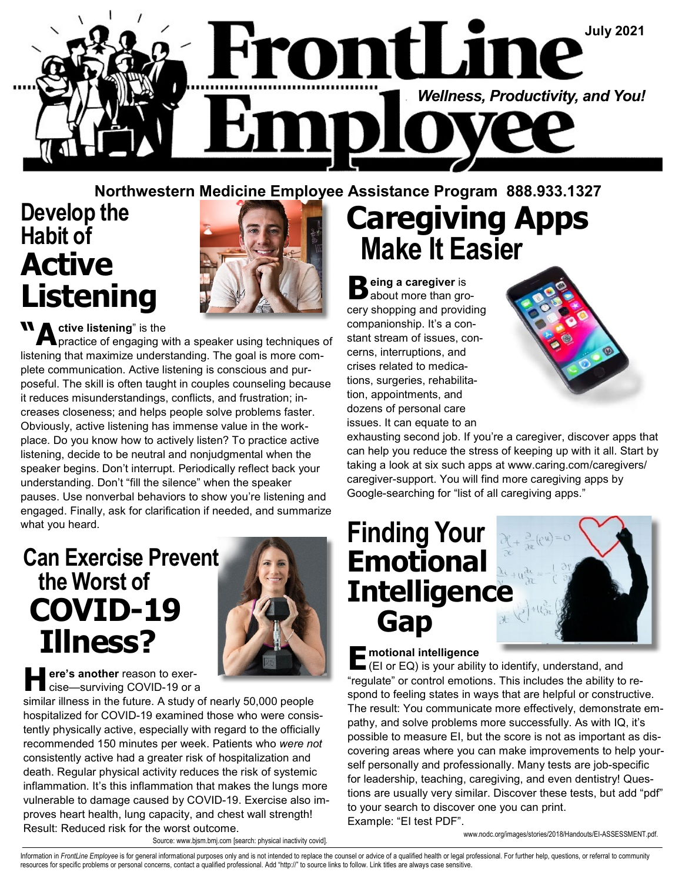# FrontLine Employee

July 2021

*Wellness, Productivity, and You!*

**Northwestern Medicine Employee Assistance Program 888.933.1327**

## Develop the Habit of Active Listening

"**Active listening**" is the practice of engaging with a speaker using techniques of listening that maximize understanding. The goal is more complete communication. Active listening is conscious and purposeful. The skill is often taught in couples counseling because it reduces misunderstandings, conflicts, and frustration; increases closeness; and helps people solve problems faster. Obviously, active listening has immense value in the workplace. Do you know how to actively listen? To practice active listening, decide to be neutral and nonjudgmental when the speaker begins. Don't interrupt. Periodically reflect back your understanding. Don't "fill the silence" when the speaker pauses. Use nonverbal behaviors to show you're listening and engaged. Finally, ask for clarification if needed, and summarize what you heard.

## Can Exercise Prevent the Worst of COVID-19 Illness?

**Here's another** reason to exercise—surviving COVID-19 or a similar illness in the future. A study of nearly 50,000 people hospitalized for COVID-19 examined those who were consistently physically active, especially with regard to the officially recommended 150 minutes per week. Patients who *were not* consistently active had a greater risk of hospitalization and death. Regular physical activity reduces the risk of systemic inflammation. It's this inflammation that makes the lungs more vulnerable to damage caused by COVID-19. Exercise also improves heart health, lung capacity, and chest wall strength! Result: Reduced risk for the worst outcome.

Source: www.bjsm.bmj.com [search: physical inactivity covid].

## Caregiving Apps Make It Easier

**Being a caregiver** is about more than grocery shopping and providing companionship. It's a constant stream of issues, concerns, interruptions, and crises related to medications, surgeries, rehabilitation, appointments, and dozens of personal care issues. It can equate to an exhausting second job. If you're a caregiver, discover apps that can help you reduce the stress of keeping up with it all. Start by taking a look at six such apps at www.caring.com/caregivers/caregiver-support. You will find more caregiving apps by Google-searching for "list of all caregiving apps."

## Finding Your Emotional Intelligence Gap

**Emotional intelligence** (EI or EQ) is your ability to identify, understand, and "regulate" or control emotions. This includes the ability to respond to feeling states in ways that are helpful or constructive. The result: You communicate more effectively, demonstrate empathy, and solve problems more successfully. As with IQ, it's possible to measure EI, but the score is not as important as discovering areas where you can make improvements to help yourself personally and professionally. Many tests are job-specific for leadership, teaching, caregiving, and even dentistry! Questions are usually very similar. Discover these tests, but add "pdf" to your search to discover one you can print. Example: "EI test PDF".

www.nodc.org/images/stories/2018/Handouts/EI-ASSESSMENT.pdf.

Information in *FrontLine Employee* is for general informational purposes only and is not intended to replace the counsel or advice of a qualified health or legal professional. For further help, questions, or referral to community resources for specific problems or personal concerns, contact a qualified professional. Add "http://" to source links to follow. Link titles are always case sensitive.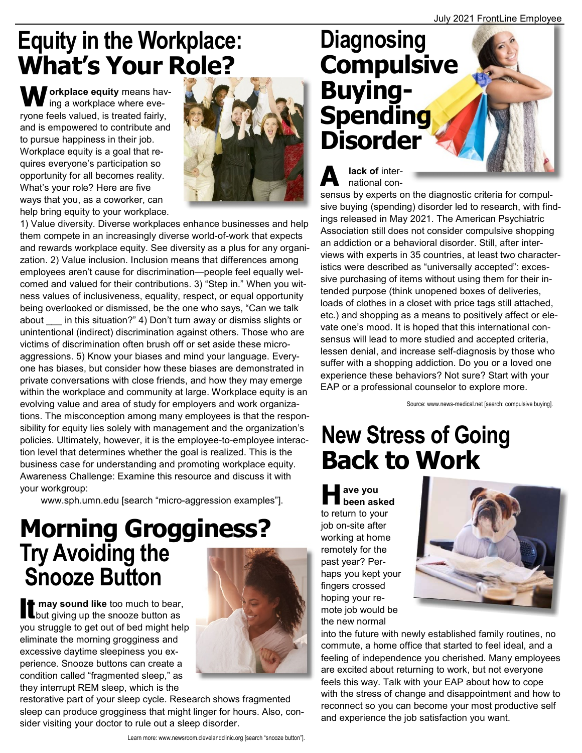# Equity in the Workplace: What's Your Role?

**Workplace equity** means having a workplace where everyone feels valued, is treated fairly, and is empowered to contribute and to pursue happiness in their job. Workplace equity is a goal that requires everyone's participation so opportunity for all becomes reality. What's your role? Here are five ways that you, as a coworker, can help bring equity to your workplace. 1) Value diversity. Diverse workplaces enhance businesses and help them compete in an increasingly diverse world-of-work that expects and rewards workplace equity. See diversity as a plus for any organization. 2) Value inclusion. Inclusion means that differences among employees aren't cause for discrimination—people feel equally welcomed and valued for their contributions. 3) "Step in." When you witness values of inclusiveness, equality, respect, or equal opportunity being overlooked or dismissed, be the one who says, "Can we talk about ___ in this situation?" 4) Don't turn away or dismiss slights or unintentional (indirect) discrimination against others. Those who are victims of discrimination often brush off or set aside these micro-aggressions. 5) Know your biases and mind your language. Everyone has biases, but consider how these biases are demonstrated in private conversations with close friends, and how they may emerge within the workplace and community at large. Workplace equity is an evolving value and area of study for employers and work organizations. The misconception among many employees is that the responsibility for equity lies solely with management and the organization's policies. Ultimately, however, it is the employee-to-employee interaction level that determines whether the goal is realized. This is the business case for understanding and promoting workplace equity. Awareness Challenge: Examine this resource and discuss it with your workgroup:

www.sph.umn.edu [search "micro-aggression examples"].

# Morning Grogginess? Try Avoiding the Snooze Button

**It may sound like** too much to bear, but giving up the snooze button as you struggle to get out of bed might help eliminate the morning grogginess and excessive daytime sleepiness you experience. Snooze buttons can create a condition called "fragmented sleep," as they interrupt REM sleep, which is the restorative part of your sleep cycle. Research shows fragmented sleep can produce grogginess that might linger for hours. Also, consider visiting your doctor to rule out a sleep disorder.

Learn more: www.newsroom.clevelandclinic.org [search "snooze button"].

# Diagnosing Compulsive Buying-Spending Disorder

**A lack of** international consensus by experts on the diagnostic criteria for compulsive buying (spending) disorder led to research, with findings released in May 2021. The American Psychiatric Association still does not consider compulsive shopping an addiction or a behavioral disorder. Still, after interviews with experts in 35 countries, at least two characteristics were described as "universally accepted": excessive purchasing of items without using them for their intended purpose (think unopened boxes of deliveries, loads of clothes in a closet with price tags still attached, etc.) and shopping as a means to positively affect or elevate one's mood. It is hoped that this international consensus will lead to more studied and accepted criteria, lessen denial, and increase self-diagnosis by those who suffer with a shopping addiction. Do you or a loved one experience these behaviors? Not sure? Start with your EAP or a professional counselor to explore more.

Source: www.news-medical.net [search: compulsive buying].

# New Stress of Going Back to Work

**Have you been asked** to return to your job on-site after working at home remotely for the past year? Perhaps you kept your fingers crossed hoping your remote job would be the new normal into the future with newly established family routines, no commute, a home office that started to feel ideal, and a feeling of independence you cherished. Many employees are excited about returning to work, but not everyone feels this way. Talk with your EAP about how to cope with the stress of change and disappointment and how to reconnect so you can become your most productive self and experience the job satisfaction you want.